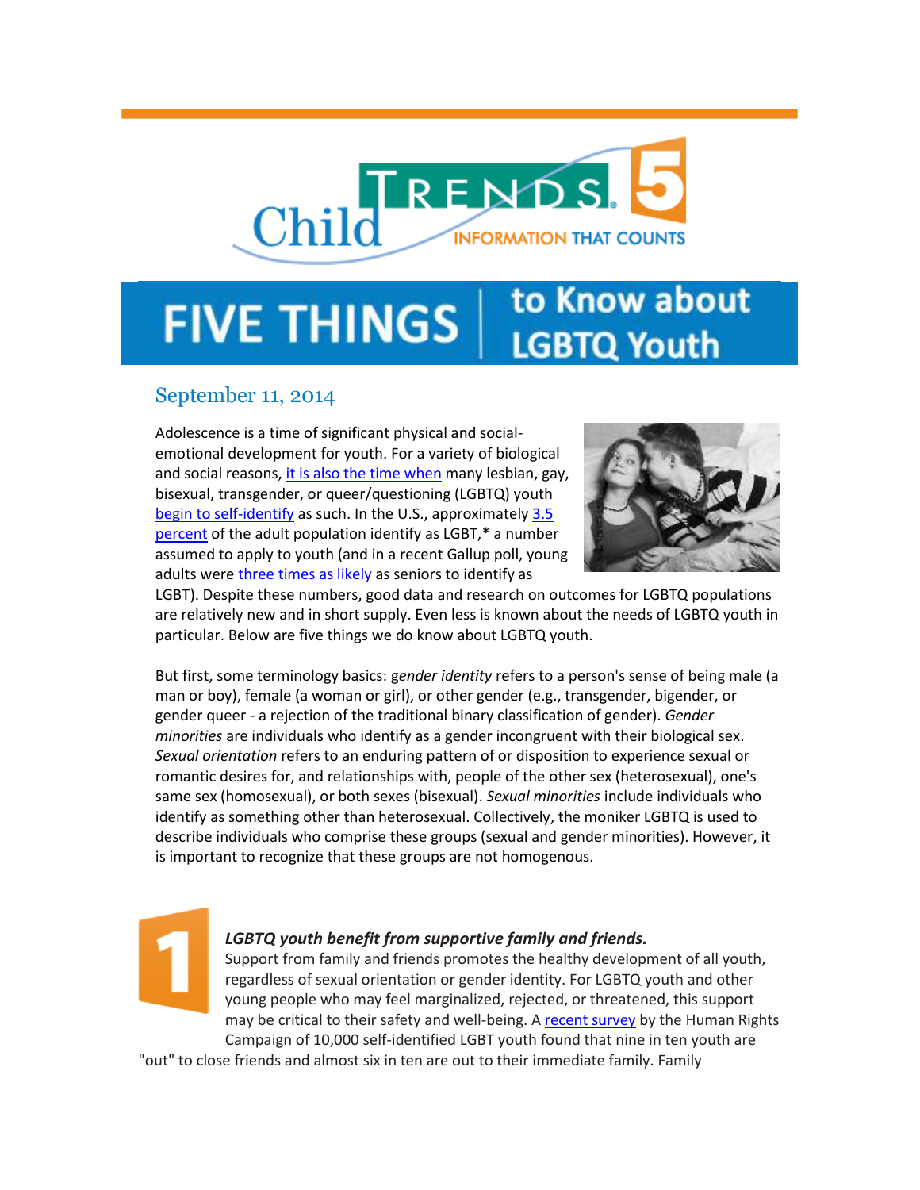# FIVE THINGS to Know about LGBTQ Youth

September 11, 2014

Adolescence is a time of significant physical and social-emotional development for youth. For a variety of biological and social reasons, it is also the time when many lesbian, gay, bisexual, transgender, or queer/questioning (LGBTQ) youth begin to self-identify as such. In the U.S., approximately 3.5 percent of the adult population identify as LGBT,* a number assumed to apply to youth (and in a recent Gallup poll, young adults were three times as likely as seniors to identify as LGBT). Despite these numbers, good data and research on outcomes for LGBTQ populations are relatively new and in short supply. Even less is known about the needs of LGBTQ youth in particular. Below are five things we do know about LGBTQ youth.

But first, some terminology basics: *gender identity* refers to a person's sense of being male (a man or boy), female (a woman or girl), or other gender (e.g., transgender, bigender, or gender queer - a rejection of the traditional binary classification of gender). *Gender minorities* are individuals who identify as a gender incongruent with their biological sex. *Sexual orientation* refers to an enduring pattern of or disposition to experience sexual or romantic desires for, and relationships with, people of the other sex (heterosexual), one's same sex (homosexual), or both sexes (bisexual). *Sexual minorities* include individuals who identify as something other than heterosexual. Collectively, the moniker LGBTQ is used to describe individuals who comprise these groups (sexual and gender minorities). However, it is important to recognize that these groups are not homogenous.

## 1

***LGBTQ youth benefit from supportive family and friends.***

Support from family and friends promotes the healthy development of all youth, regardless of sexual orientation or gender identity. For LGBTQ youth and other young people who may feel marginalized, rejected, or threatened, this support may be critical to their safety and well-being. A recent survey by the Human Rights Campaign of 10,000 self-identified LGBT youth found that nine in ten youth are "out" to close friends and almost six in ten are out to their immediate family. Family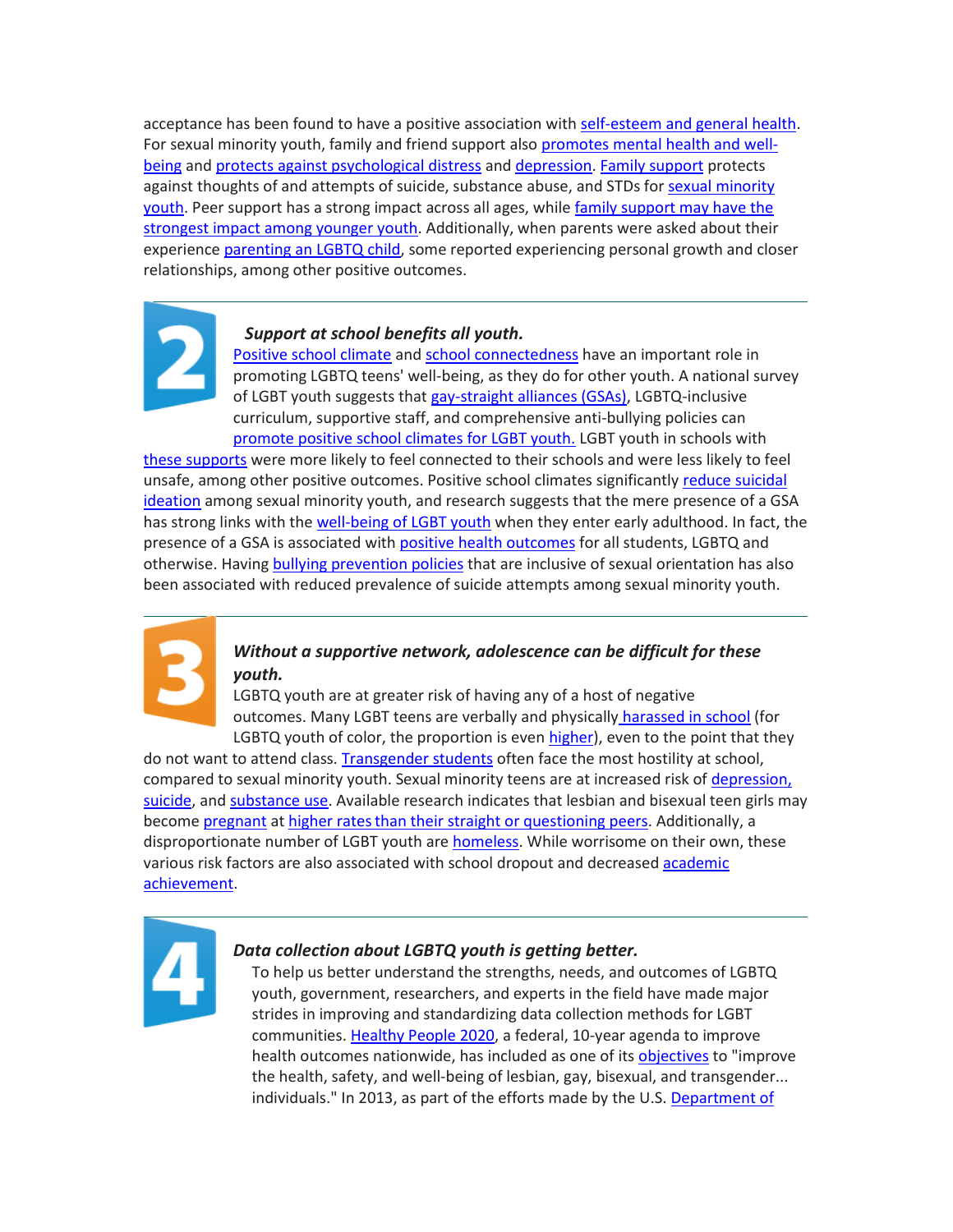acceptance has been found to have a positive association with self-esteem and general health. For sexual minority youth, family and friend support also promotes mental health and well-being and protects against psychological distress and depression. Family support protects against thoughts of and attempts of suicide, substance abuse, and STDs for sexual minority youth. Peer support has a strong impact across all ages, while family support may have the strongest impact among younger youth. Additionally, when parents were asked about their experience parenting an LGBTQ child, some reported experiencing personal growth and closer relationships, among other positive outcomes.

---

## 2

***Support at school benefits all youth.***

Positive school climate and school connectedness have an important role in promoting LGBTQ teens' well-being, as they do for other youth. A national survey of LGBT youth suggests that gay-straight alliances (GSAs), LGBTQ-inclusive curriculum, supportive staff, and comprehensive anti-bullying policies can promote positive school climates for LGBT youth. LGBT youth in schools with these supports were more likely to feel connected to their schools and were less likely to feel unsafe, among other positive outcomes. Positive school climates significantly reduce suicidal ideation among sexual minority youth, and research suggests that the mere presence of a GSA has strong links with the well-being of LGBT youth when they enter early adulthood. In fact, the presence of a GSA is associated with positive health outcomes for all students, LGBTQ and otherwise. Having bullying prevention policies that are inclusive of sexual orientation has also been associated with reduced prevalence of suicide attempts among sexual minority youth.

---

## 3

***Without a supportive network, adolescence can be difficult for these youth.***

LGBTQ youth are at greater risk of having any of a host of negative outcomes. Many LGBT teens are verbally and physically harassed in school (for LGBTQ youth of color, the proportion is even higher), even to the point that they do not want to attend class. Transgender students often face the most hostility at school, compared to sexual minority youth. Sexual minority teens are at increased risk of depression, suicide, and substance use. Available research indicates that lesbian and bisexual teen girls may become pregnant at higher rates than their straight or questioning peers. Additionally, a disproportionate number of LGBT youth are homeless. While worrisome on their own, these various risk factors are also associated with school dropout and decreased academic achievement.

---

## 4

***Data collection about LGBTQ youth is getting better.***

To help us better understand the strengths, needs, and outcomes of LGBTQ youth, government, researchers, and experts in the field have made major strides in improving and standardizing data collection methods for LGBT communities. Healthy People 2020, a federal, 10-year agenda to improve health outcomes nationwide, has included as one of its objectives to "improve the health, safety, and well-being of lesbian, gay, bisexual, and transgender... individuals." In 2013, as part of the efforts made by the U.S. Department of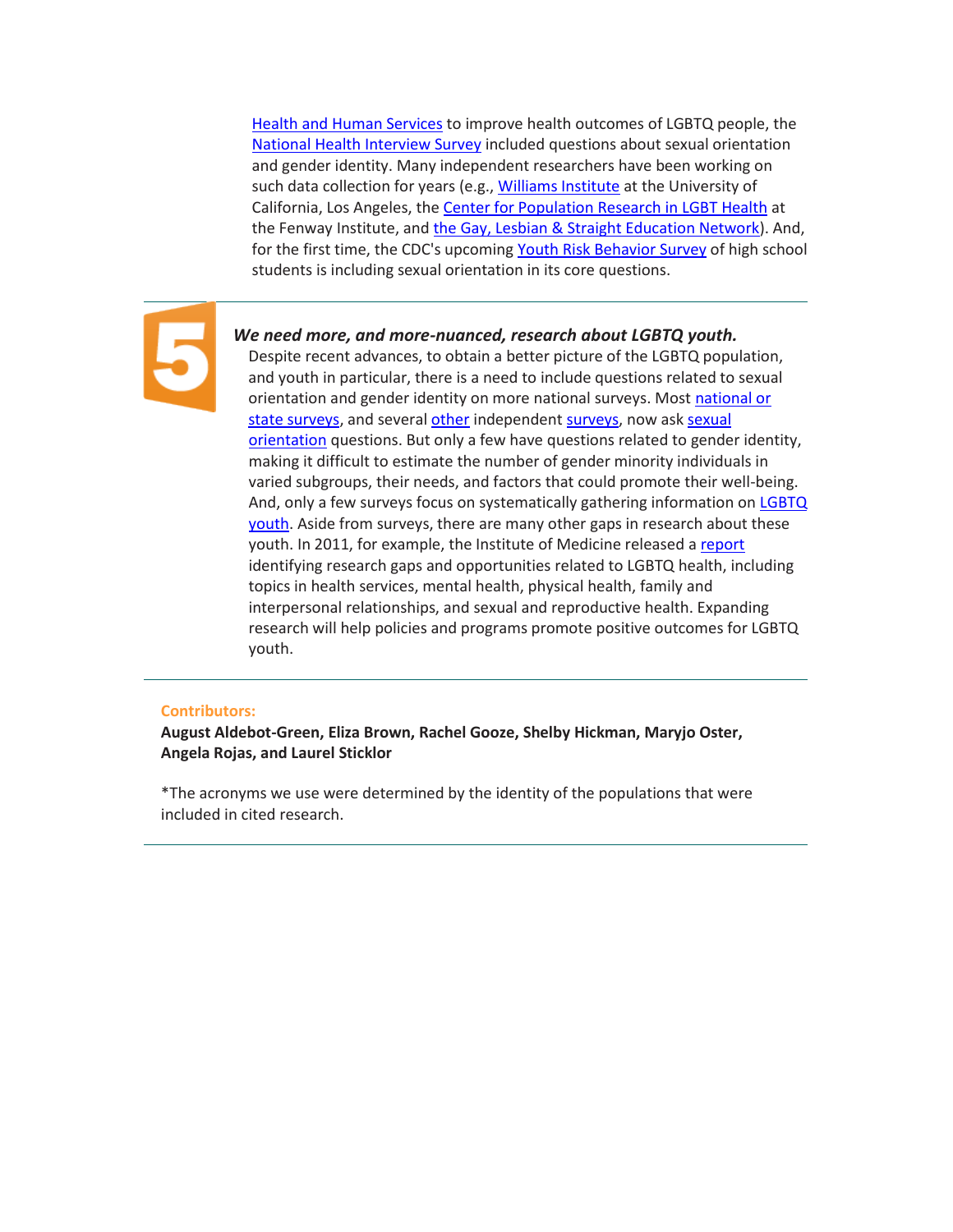Health and Human Services to improve health outcomes of LGBTQ people, the National Health Interview Survey included questions about sexual orientation and gender identity. Many independent researchers have been working on such data collection for years (e.g., Williams Institute at the University of California, Los Angeles, the Center for Population Research in LGBT Health at the Fenway Institute, and the Gay, Lesbian & Straight Education Network). And, for the first time, the CDC's upcoming Youth Risk Behavior Survey of high school students is including sexual orientation in its core questions.

---

## 5

***We need more, and more-nuanced, research about LGBTQ youth.***

Despite recent advances, to obtain a better picture of the LGBTQ population, and youth in particular, there is a need to include questions related to sexual orientation and gender identity on more national surveys. Most national or state surveys, and several other independent surveys, now ask sexual orientation questions. But only a few have questions related to gender identity, making it difficult to estimate the number of gender minority individuals in varied subgroups, their needs, and factors that could promote their well-being. And, only a few surveys focus on systematically gathering information on LGBTQ youth. Aside from surveys, there are many other gaps in research about these youth. In 2011, for example, the Institute of Medicine released a report identifying research gaps and opportunities related to LGBTQ health, including topics in health services, mental health, physical health, family and interpersonal relationships, and sexual and reproductive health. Expanding research will help policies and programs promote positive outcomes for LGBTQ youth.

---

**Contributors:**

**August Aldebot-Green, Eliza Brown, Rachel Gooze, Shelby Hickman, Maryjo Oster, Angela Rojas, and Laurel Sticklor**

*The acronyms we use were determined by the identity of the populations that were included in cited research.